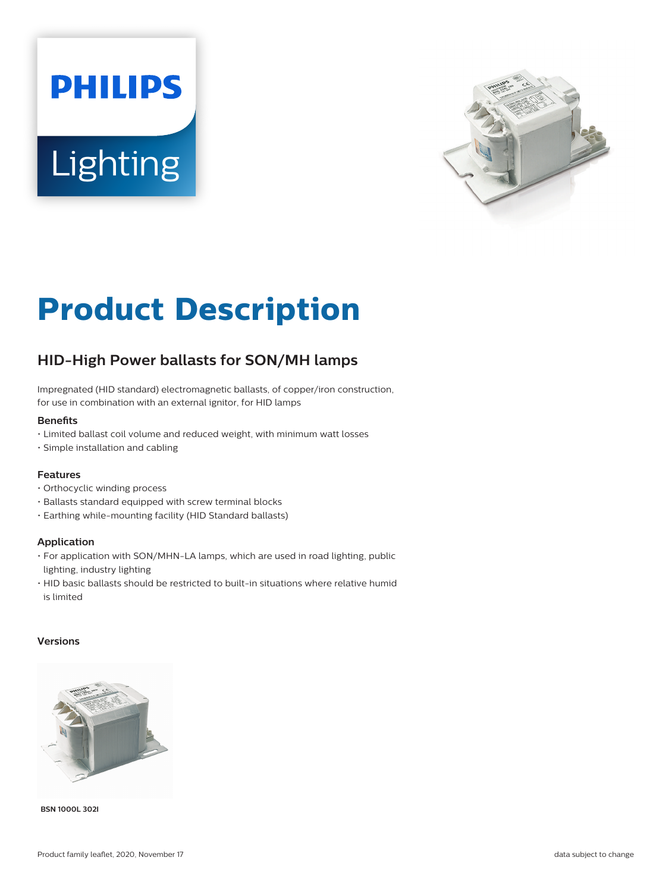# Product Description

## HID-High Power ballasts for SON/MH lamps

Impregnated (HID standard) electromagnetic ballasts, of copper/iron construction, for use in combination with an external ignitor, for HID lamps

### Benefits

- Limited ballast coil volume and reduced weight, with minimum watt losses
- Simple installation and cabling

### Features

- Orthocyclic winding process
- Ballasts standard equipped with screw terminal blocks
- Earthing while-mounting facility (HID Standard ballasts)

### Application

- For application with SON/MHN-LA lamps, which are used in road lighting, public lighting, industry lighting
- HID basic ballasts should be restricted to built-in situations where relative humid is limited

### Versions

**BSN 1000L 302I**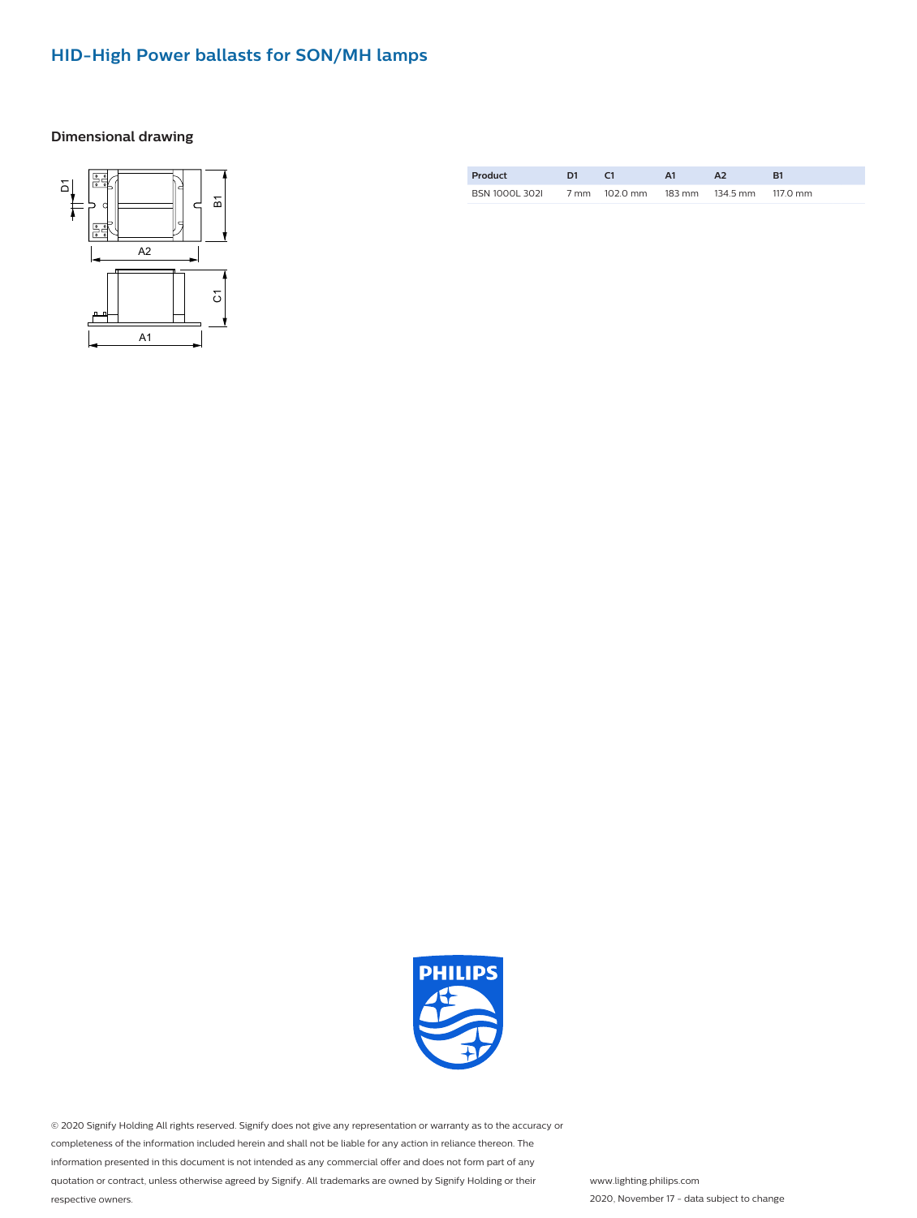## HID-High Power ballasts for SON/MH lamps

### Dimensional drawing

D1

B1

A2

C1

A1

| Product | D1 | C1 | A1 | A2 | B1 |
|---|---|---|---|---|---|
| BSN 1000L 302I | 7 mm | 102.0 mm | 183 mm | 134.5 mm | 117.0 mm |

© 2020 Signify Holding All rights reserved. Signify does not give any representation or warranty as to the accuracy or completeness of the information included herein and shall not be liable for any action in reliance thereon. The information presented in this document is not intended as any commercial offer and does not form part of any quotation or contract, unless otherwise agreed by Signify. All trademarks are owned by Signify Holding or their respective owners.

www.lighting.philips.com

2020, November 17 - data subject to change